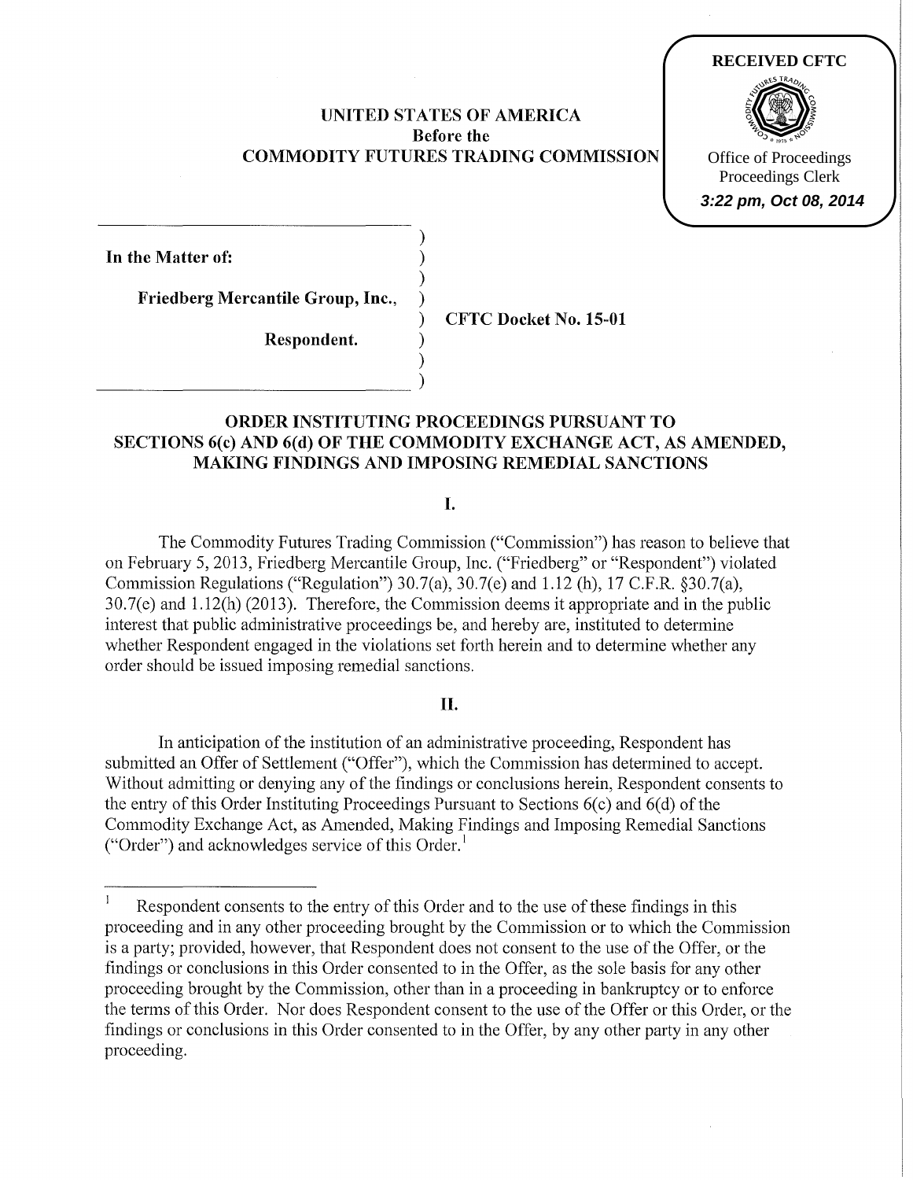**RECEIVED CFTC**

Office of Proceedings
Proceedings Clerk
*3:22 pm, Oct 08, 2014*

# UNITED STATES OF AMERICA
## Before the
## COMMODITY FUTURES TRADING COMMISSION

In the Matter of:

**Friedberg Mercantile Group, Inc.,**

**Respondent.**

**CFTC Docket No. 15-01**

## ORDER INSTITUTING PROCEEDINGS PURSUANT TO SECTIONS 6(c) AND 6(d) OF THE COMMODITY EXCHANGE ACT, AS AMENDED, MAKING FINDINGS AND IMPOSING REMEDIAL SANCTIONS

### I.

The Commodity Futures Trading Commission ("Commission") has reason to believe that on February 5, 2013, Friedberg Mercantile Group, Inc. ("Friedberg" or "Respondent") violated Commission Regulations ("Regulation") 30.7(a), 30.7(e) and 1.12 (h), 17 C.F.R. §30.7(a), 30.7(e) and 1.12(h) (2013). Therefore, the Commission deems it appropriate and in the public interest that public administrative proceedings be, and hereby are, instituted to determine whether Respondent engaged in the violations set forth herein and to determine whether any order should be issued imposing remedial sanctions.

### II.

In anticipation of the institution of an administrative proceeding, Respondent has submitted an Offer of Settlement ("Offer"), which the Commission has determined to accept. Without admitting or denying any of the findings or conclusions herein, Respondent consents to the entry of this Order Instituting Proceedings Pursuant to Sections 6(c) and 6(d) of the Commodity Exchange Act, as Amended, Making Findings and Imposing Remedial Sanctions ("Order") and acknowledges service of this Order.[1]

[1] Respondent consents to the entry of this Order and to the use of these findings in this proceeding and in any other proceeding brought by the Commission or to which the Commission is a party; provided, however, that Respondent does not consent to the use of the Offer, or the findings or conclusions in this Order consented to in the Offer, as the sole basis for any other proceeding brought by the Commission, other than in a proceeding in bankruptcy or to enforce the terms of this Order. Nor does Respondent consent to the use of the Offer or this Order, or the findings or conclusions in this Order consented to in the Offer, by any other party in any other proceeding.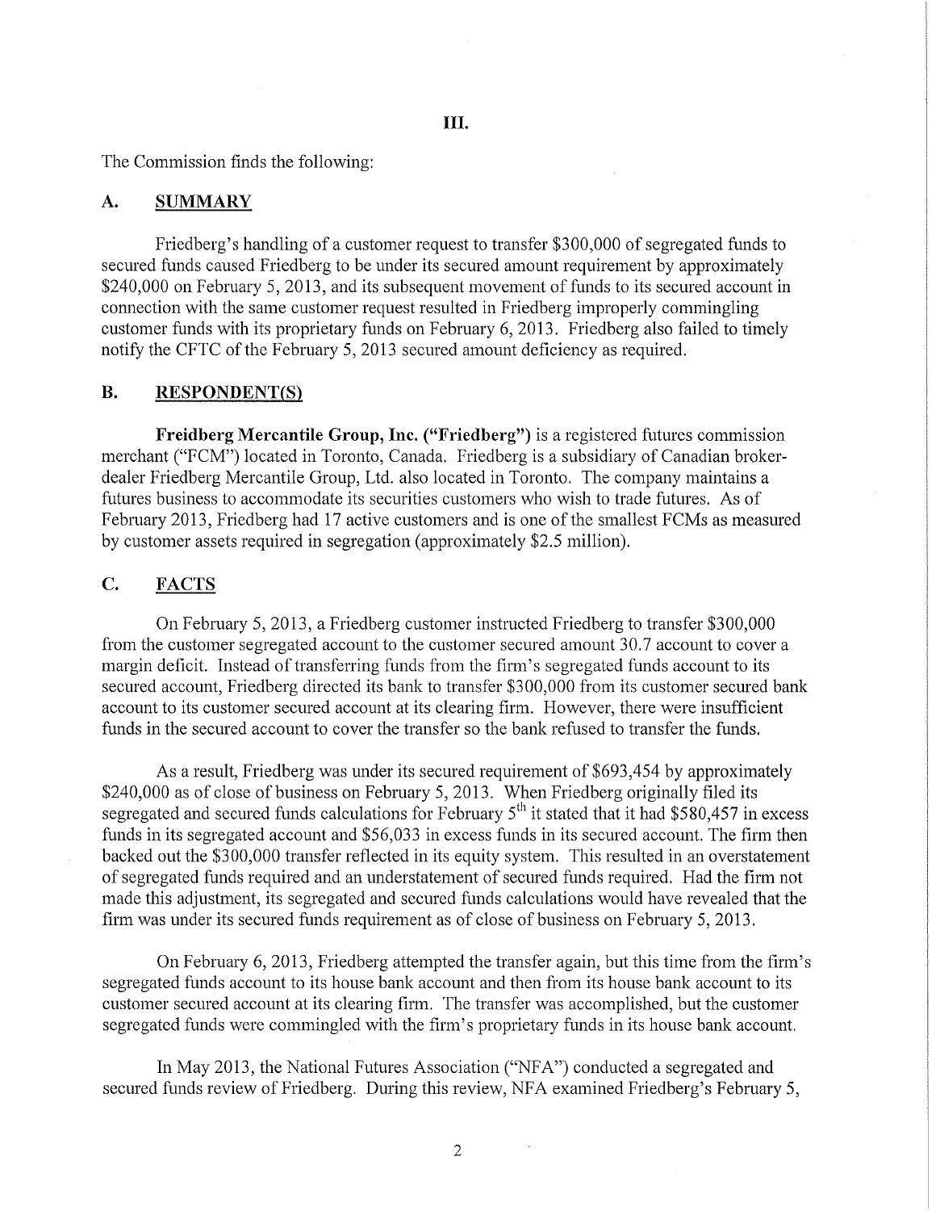# III.

The Commission finds the following:

## A. SUMMARY

Friedberg's handling of a customer request to transfer \$300,000 of segregated funds to secured funds caused Friedberg to be under its secured amount requirement by approximately \$240,000 on February 5, 2013, and its subsequent movement of funds to its secured account in connection with the same customer request resulted in Friedberg improperly commingling customer funds with its proprietary funds on February 6, 2013. Friedberg also failed to timely notify the CFTC of the February 5, 2013 secured amount deficiency as required.

## B. RESPONDENT(S)

**Freidberg Mercantile Group, Inc. ("Friedberg")** is a registered futures commission merchant ("FCM") located in Toronto, Canada. Friedberg is a subsidiary of Canadian broker-dealer Friedberg Mercantile Group, Ltd. also located in Toronto. The company maintains a futures business to accommodate its securities customers who wish to trade futures. As of February 2013, Friedberg had 17 active customers and is one of the smallest FCMs as measured by customer assets required in segregation (approximately \$2.5 million).

## C. FACTS

On February 5, 2013, a Friedberg customer instructed Friedberg to transfer \$300,000 from the customer segregated account to the customer secured amount 30.7 account to cover a margin deficit. Instead of transferring funds from the firm's segregated funds account to its secured account, Friedberg directed its bank to transfer \$300,000 from its customer secured bank account to its customer secured account at its clearing firm. However, there were insufficient funds in the secured account to cover the transfer so the bank refused to transfer the funds.

As a result, Friedberg was under its secured requirement of \$693,454 by approximately \$240,000 as of close of business on February 5, 2013. When Friedberg originally filed its segregated and secured funds calculations for February 5th it stated that it had \$580,457 in excess funds in its segregated account and \$56,033 in excess funds in its secured account. The firm then backed out the \$300,000 transfer reflected in its equity system. This resulted in an overstatement of segregated funds required and an understatement of secured funds required. Had the firm not made this adjustment, its segregated and secured funds calculations would have revealed that the firm was under its secured funds requirement as of close of business on February 5, 2013.

On February 6, 2013, Friedberg attempted the transfer again, but this time from the firm's segregated funds account to its house bank account and then from its house bank account to its customer secured account at its clearing firm. The transfer was accomplished, but the customer segregated funds were commingled with the firm's proprietary funds in its house bank account.

In May 2013, the National Futures Association ("NFA") conducted a segregated and secured funds review of Friedberg. During this review, NFA examined Friedberg's February 5,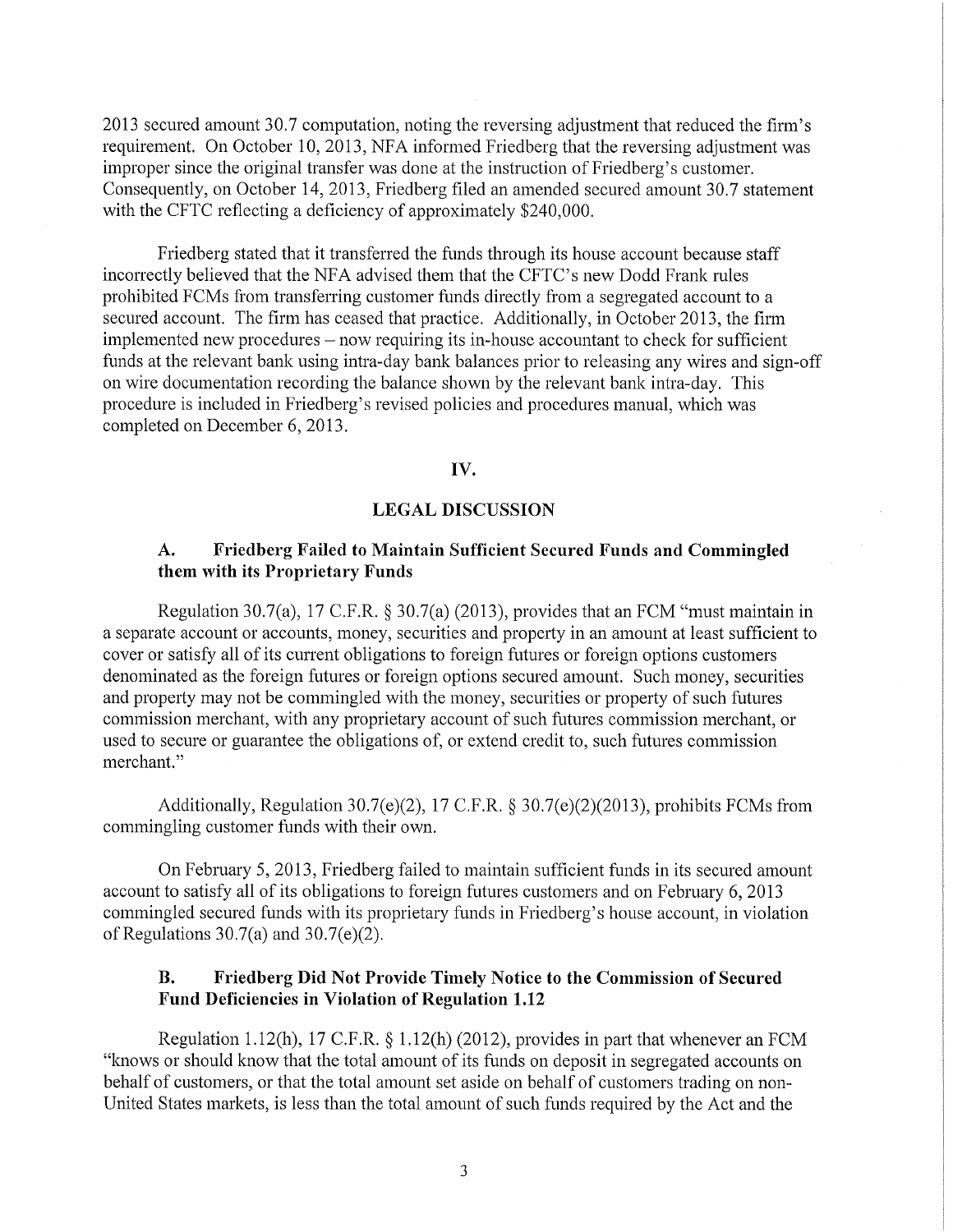2013 secured amount 30.7 computation, noting the reversing adjustment that reduced the firm's requirement. On October 10, 2013, NFA informed Friedberg that the reversing adjustment was improper since the original transfer was done at the instruction of Friedberg's customer. Consequently, on October 14, 2013, Friedberg filed an amended secured amount 30.7 statement with the CFTC reflecting a deficiency of approximately $240,000.

Friedberg stated that it transferred the funds through its house account because staff incorrectly believed that the NFA advised them that the CFTC's new Dodd Frank rules prohibited FCMs from transferring customer funds directly from a segregated account to a secured account. The firm has ceased that practice. Additionally, in October 2013, the firm implemented new procedures – now requiring its in-house accountant to check for sufficient funds at the relevant bank using intra-day bank balances prior to releasing any wires and sign-off on wire documentation recording the balance shown by the relevant bank intra-day. This procedure is included in Friedberg's revised policies and procedures manual, which was completed on December 6, 2013.

## IV.

## LEGAL DISCUSSION

### A. Friedberg Failed to Maintain Sufficient Secured Funds and Commingled them with its Proprietary Funds

Regulation 30.7(a), 17 C.F.R. § 30.7(a) (2013), provides that an FCM "must maintain in a separate account or accounts, money, securities and property in an amount at least sufficient to cover or satisfy all of its current obligations to foreign futures or foreign options customers denominated as the foreign futures or foreign options secured amount. Such money, securities and property may not be commingled with the money, securities or property of such futures commission merchant, with any proprietary account of such futures commission merchant, or used to secure or guarantee the obligations of, or extend credit to, such futures commission merchant."

Additionally, Regulation 30.7(e)(2), 17 C.F.R. § 30.7(e)(2)(2013), prohibits FCMs from commingling customer funds with their own.

On February 5, 2013, Friedberg failed to maintain sufficient funds in its secured amount account to satisfy all of its obligations to foreign futures customers and on February 6, 2013 commingled secured funds with its proprietary funds in Friedberg's house account, in violation of Regulations 30.7(a) and 30.7(e)(2).

### B. Friedberg Did Not Provide Timely Notice to the Commission of Secured Fund Deficiencies in Violation of Regulation 1.12

Regulation 1.12(h), 17 C.F.R. § 1.12(h) (2012), provides in part that whenever an FCM "knows or should know that the total amount of its funds on deposit in segregated accounts on behalf of customers, or that the total amount set aside on behalf of customers trading on non-United States markets, is less than the total amount of such funds required by the Act and the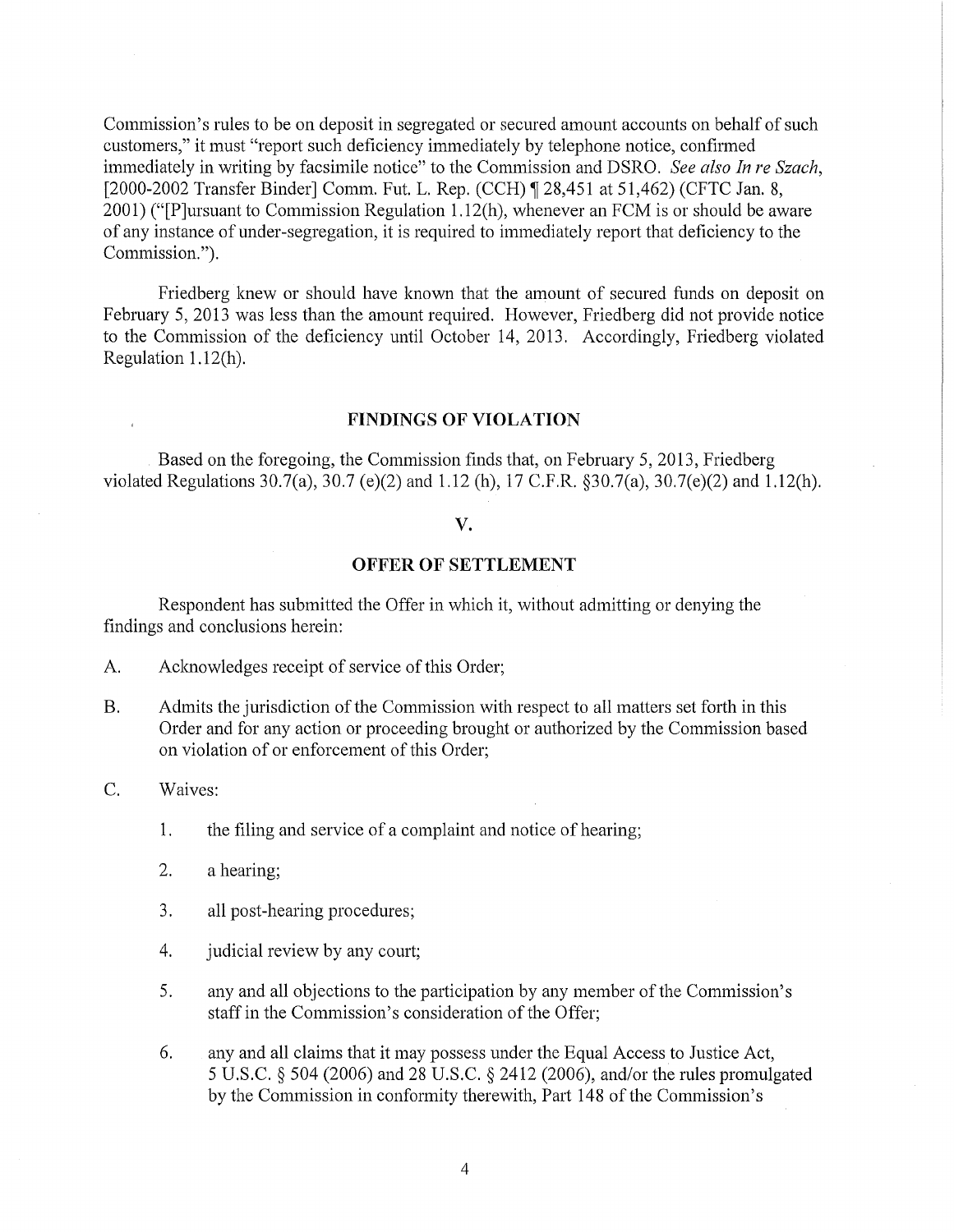Commission's rules to be on deposit in segregated or secured amount accounts on behalf of such customers," it must "report such deficiency immediately by telephone notice, confirmed immediately in writing by facsimile notice" to the Commission and DSRO. *See also In re Szach*, [2000-2002 Transfer Binder] Comm. Fut. L. Rep. (CCH) ¶ 28,451 at 51,462) (CFTC Jan. 8, 2001) ("[P]ursuant to Commission Regulation 1.12(h), whenever an FCM is or should be aware of any instance of under-segregation, it is required to immediately report that deficiency to the Commission.").

Friedberg knew or should have known that the amount of secured funds on deposit on February 5, 2013 was less than the amount required. However, Friedberg did not provide notice to the Commission of the deficiency until October 14, 2013. Accordingly, Friedberg violated Regulation 1.12(h).

## FINDINGS OF VIOLATION

Based on the foregoing, the Commission finds that, on February 5, 2013, Friedberg violated Regulations 30.7(a), 30.7 (e)(2) and 1.12 (h), 17 C.F.R. §30.7(a), 30.7(e)(2) and 1.12(h).

## V.

## OFFER OF SETTLEMENT

Respondent has submitted the Offer in which it, without admitting or denying the findings and conclusions herein:

A. Acknowledges receipt of service of this Order;

B. Admits the jurisdiction of the Commission with respect to all matters set forth in this Order and for any action or proceeding brought or authorized by the Commission based on violation of or enforcement of this Order;

C. Waives:

   1. the filing and service of a complaint and notice of hearing;

   2. a hearing;

   3. all post-hearing procedures;

   4. judicial review by any court;

   5. any and all objections to the participation by any member of the Commission's staff in the Commission's consideration of the Offer;

   6. any and all claims that it may possess under the Equal Access to Justice Act, 5 U.S.C. § 504 (2006) and 28 U.S.C. § 2412 (2006), and/or the rules promulgated by the Commission in conformity therewith, Part 148 of the Commission's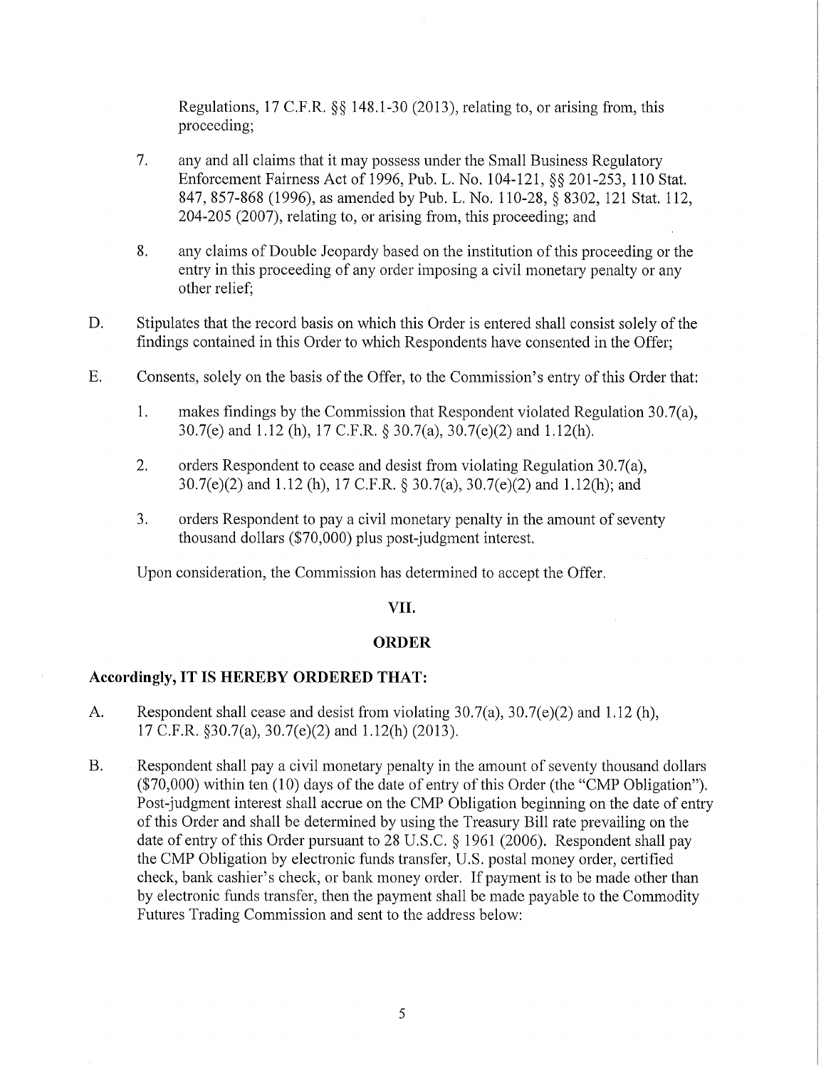Regulations, 17 C.F.R. §§ 148.1-30 (2013), relating to, or arising from, this proceeding;

7. any and all claims that it may possess under the Small Business Regulatory Enforcement Fairness Act of 1996, Pub. L. No. 104-121, §§ 201-253, 110 Stat. 847, 857-868 (1996), as amended by Pub. L. No. 110-28, § 8302, 121 Stat. 112, 204-205 (2007), relating to, or arising from, this proceeding; and

8. any claims of Double Jeopardy based on the institution of this proceeding or the entry in this proceeding of any order imposing a civil monetary penalty or any other relief;

D. Stipulates that the record basis on which this Order is entered shall consist solely of the findings contained in this Order to which Respondents have consented in the Offer;

E. Consents, solely on the basis of the Offer, to the Commission's entry of this Order that:

1. makes findings by the Commission that Respondent violated Regulation 30.7(a), 30.7(e) and 1.12 (h), 17 C.F.R. § 30.7(a), 30.7(e)(2) and 1.12(h).

2. orders Respondent to cease and desist from violating Regulation 30.7(a), 30.7(e)(2) and 1.12 (h), 17 C.F.R. § 30.7(a), 30.7(e)(2) and 1.12(h); and

3. orders Respondent to pay a civil monetary penalty in the amount of seventy thousand dollars ($70,000) plus post-judgment interest.

Upon consideration, the Commission has determined to accept the Offer.

## VII.

## ORDER

**Accordingly, IT IS HEREBY ORDERED THAT:**

A. Respondent shall cease and desist from violating 30.7(a), 30.7(e)(2) and 1.12 (h), 17 C.F.R. §30.7(a), 30.7(e)(2) and 1.12(h) (2013).

B. Respondent shall pay a civil monetary penalty in the amount of seventy thousand dollars ($70,000) within ten (10) days of the date of entry of this Order (the "CMP Obligation"). Post-judgment interest shall accrue on the CMP Obligation beginning on the date of entry of this Order and shall be determined by using the Treasury Bill rate prevailing on the date of entry of this Order pursuant to 28 U.S.C. § 1961 (2006). Respondent shall pay the CMP Obligation by electronic funds transfer, U.S. postal money order, certified check, bank cashier's check, or bank money order. If payment is to be made other than by electronic funds transfer, then the payment shall be made payable to the Commodity Futures Trading Commission and sent to the address below: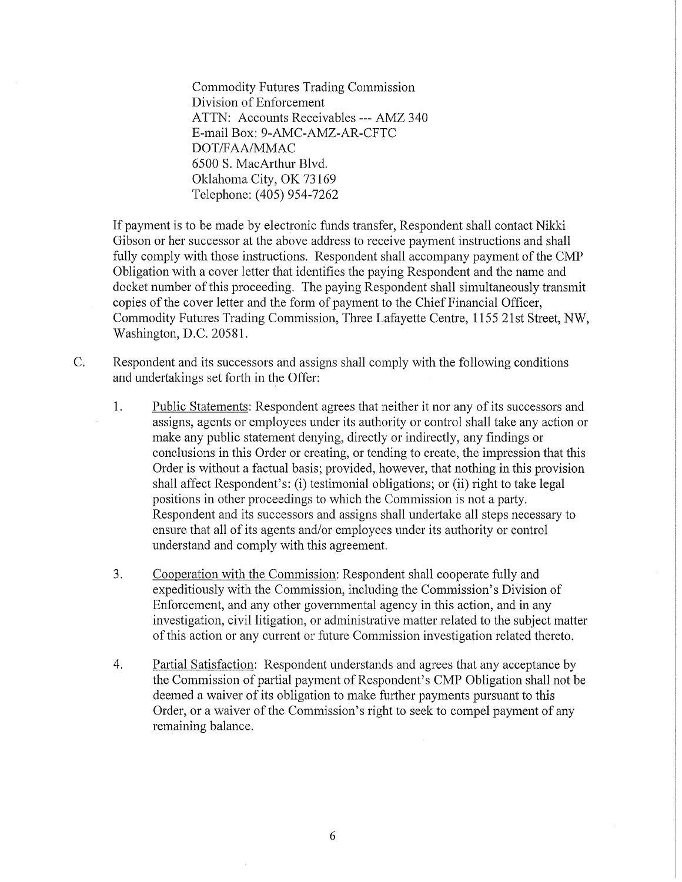Commodity Futures Trading Commission
Division of Enforcement
ATTN: Accounts Receivables --- AMZ 340
E-mail Box: 9-AMC-AMZ-AR-CFTC
DOT/FAA/MMAC
6500 S. MacArthur Blvd.
Oklahoma City, OK 73169
Telephone: (405) 954-7262

If payment is to be made by electronic funds transfer, Respondent shall contact Nikki Gibson or her successor at the above address to receive payment instructions and shall fully comply with those instructions. Respondent shall accompany payment of the CMP Obligation with a cover letter that identifies the paying Respondent and the name and docket number of this proceeding. The paying Respondent shall simultaneously transmit copies of the cover letter and the form of payment to the Chief Financial Officer, Commodity Futures Trading Commission, Three Lafayette Centre, 1155 21st Street, NW, Washington, D.C. 20581.

C. Respondent and its successors and assigns shall comply with the following conditions and undertakings set forth in the Offer:

1. Public Statements: Respondent agrees that neither it nor any of its successors and assigns, agents or employees under its authority or control shall take any action or make any public statement denying, directly or indirectly, any findings or conclusions in this Order or creating, or tending to create, the impression that this Order is without a factual basis; provided, however, that nothing in this provision shall affect Respondent's: (i) testimonial obligations; or (ii) right to take legal positions in other proceedings to which the Commission is not a party. Respondent and its successors and assigns shall undertake all steps necessary to ensure that all of its agents and/or employees under its authority or control understand and comply with this agreement.

3. Cooperation with the Commission: Respondent shall cooperate fully and expeditiously with the Commission, including the Commission's Division of Enforcement, and any other governmental agency in this action, and in any investigation, civil litigation, or administrative matter related to the subject matter of this action or any current or future Commission investigation related thereto.

4. Partial Satisfaction: Respondent understands and agrees that any acceptance by the Commission of partial payment of Respondent's CMP Obligation shall not be deemed a waiver of its obligation to make further payments pursuant to this Order, or a waiver of the Commission's right to seek to compel payment of any remaining balance.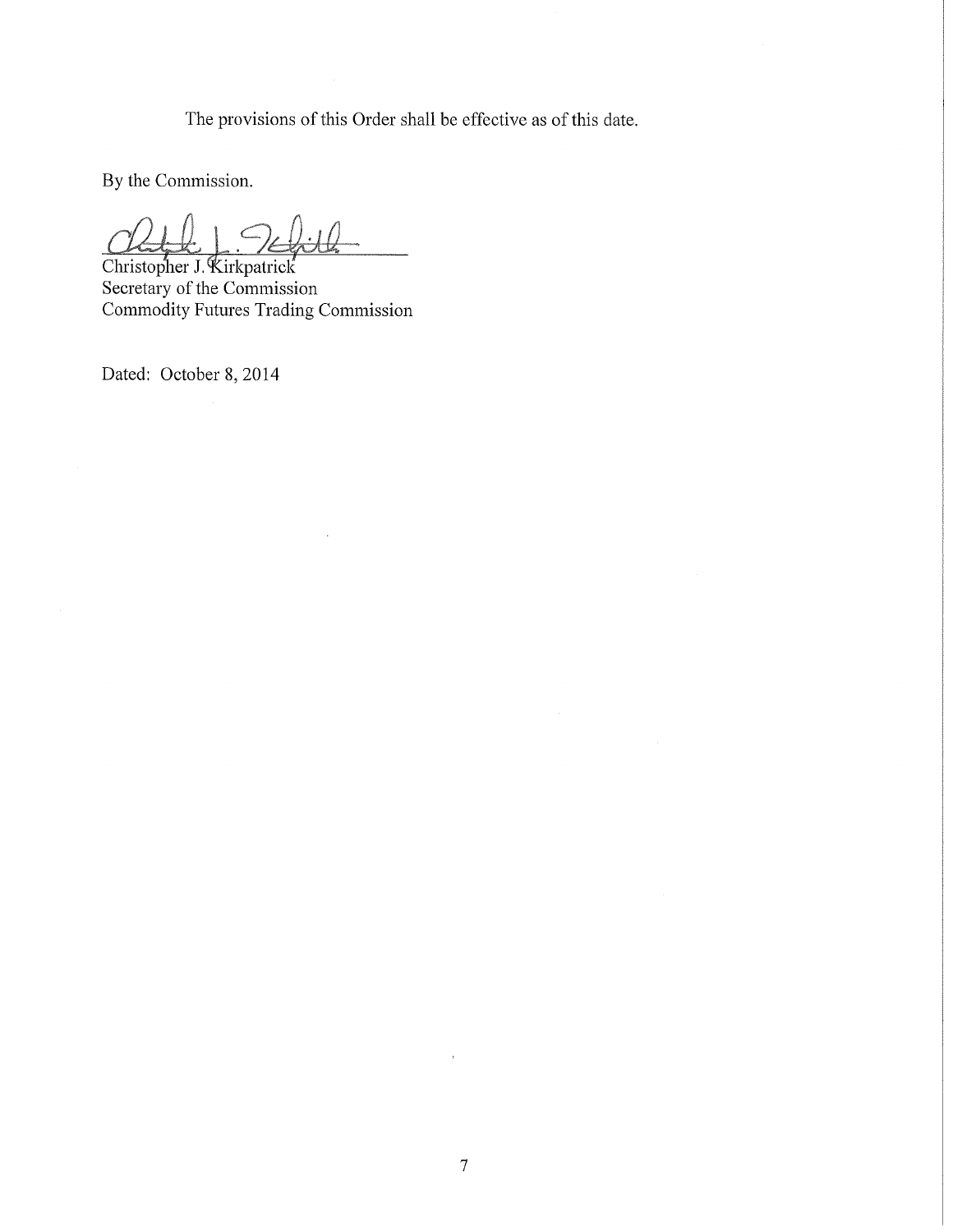The provisions of this Order shall be effective as of this date.

By the Commission.

Christopher J. Kirkpatrick
Secretary of the Commission
Commodity Futures Trading Commission

Dated: October 8, 2014